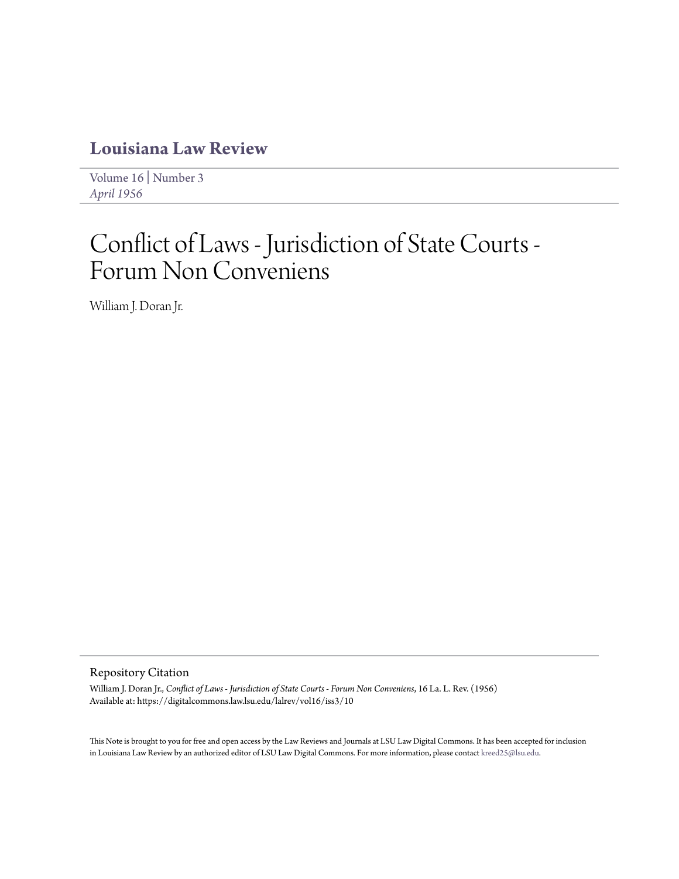# Louisiana Law Review

Volume 16 | Number 3
*April 1956*

# Conflict of Laws - Jurisdiction of State Courts - Forum Non Conveniens

William J. Doran Jr.

## Repository Citation

William J. Doran Jr., *Conflict of Laws - Jurisdiction of State Courts - Forum Non Conveniens*, 16 La. L. Rev. (1956)
Available at: https://digitalcommons.law.lsu.edu/lalrev/vol16/iss3/10

This Note is brought to you for free and open access by the Law Reviews and Journals at LSU Law Digital Commons. It has been accepted for inclusion in Louisiana Law Review by an authorized editor of LSU Law Digital Commons. For more information, please contact kreed25@lsu.edu.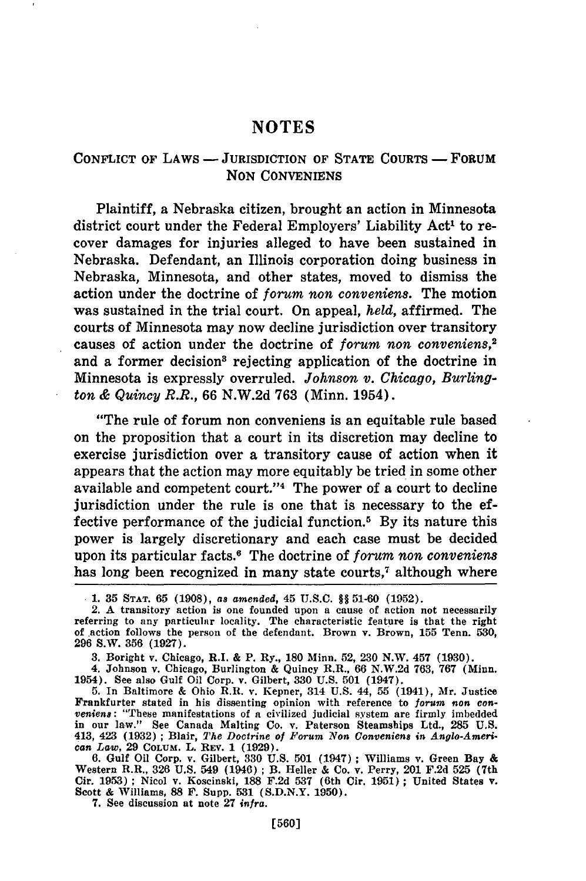# NOTES

## CONFLICT OF LAWS — JURISDICTION OF STATE COURTS — FORUM NON CONVENIENS

Plaintiff, a Nebraska citizen, brought an action in Minnesota district court under the Federal Employers' Liability Act[1] to recover damages for injuries alleged to have been sustained in Nebraska. Defendant, an Illinois corporation doing business in Nebraska, Minnesota, and other states, moved to dismiss the action under the doctrine of *forum non conveniens.* The motion was sustained in the trial court. On appeal, *held,* affirmed. The courts of Minnesota may now decline jurisdiction over transitory causes of action under the doctrine of *forum non conveniens,*[2] and a former decision[3] rejecting application of the doctrine in Minnesota is expressly overruled. *Johnson v. Chicago, Burlington & Quincy R.R.,* 66 N.W.2d 763 (Minn. 1954).

"The rule of forum non conveniens is an equitable rule based on the proposition that a court in its discretion may decline to exercise jurisdiction over a transitory cause of action when it appears that the action may more equitably be tried in some other available and competent court."[4] The power of a court to decline jurisdiction under the rule is one that is necessary to the effective performance of the judicial function.[5] By its nature this power is largely discretionary and each case must be decided upon its particular facts.[6] The doctrine of *forum non conveniens* has long been recognized in many state courts,[7] although where

---

1. 35 STAT. 65 (1908), *as amended,* 45 U.S.C. §§ 51-60 (1952).

2. A transitory action is one founded upon a cause of action not necessarily referring to any particular locality. The characteristic feature is that the right of action follows the person of the defendant. Brown v. Brown, 155 Tenn. 530, 296 S.W. 356 (1927).

3. Boright v. Chicago, R.I. & P. Ry., 180 Minn. 52, 230 N.W. 457 (1930).

4. Johnson v. Chicago, Burlington & Quincy R.R., 66 N.W.2d 763, 767 (Minn. 1954). See also Gulf Oil Corp. v. Gilbert, 330 U.S. 501 (1947).

5. In Baltimore & Ohio R.R. v. Kepner, 314 U.S. 44, 55 (1941), Mr. Justice Frankfurter stated in his dissenting opinion with reference to *forum non conveniens*: "These manifestations of a civilized judicial system are firmly imbedded in our law." See Canada Malting Co. v. Paterson Steamships Ltd., 285 U.S. 413, 423 (1932); Blair, *The Doctrine of Forum Non Conveniens in Anglo-American Law,* 29 COLUM. L. REV. 1 (1929).

6. Gulf Oil Corp. v. Gilbert, 330 U.S. 501 (1947); Williams v. Green Bay & Western R.R., 326 U.S. 549 (1946); B. Heller & Co. v. Perry, 201 F.2d 525 (7th Cir. 1953); Nicol v. Koscinski, 188 F.2d 537 (6th Cir. 1951); United States v. Scott & Williams, 88 F. Supp. 531 (S.D.N.Y. 1950).

7. See discussion at note 27 *infra.*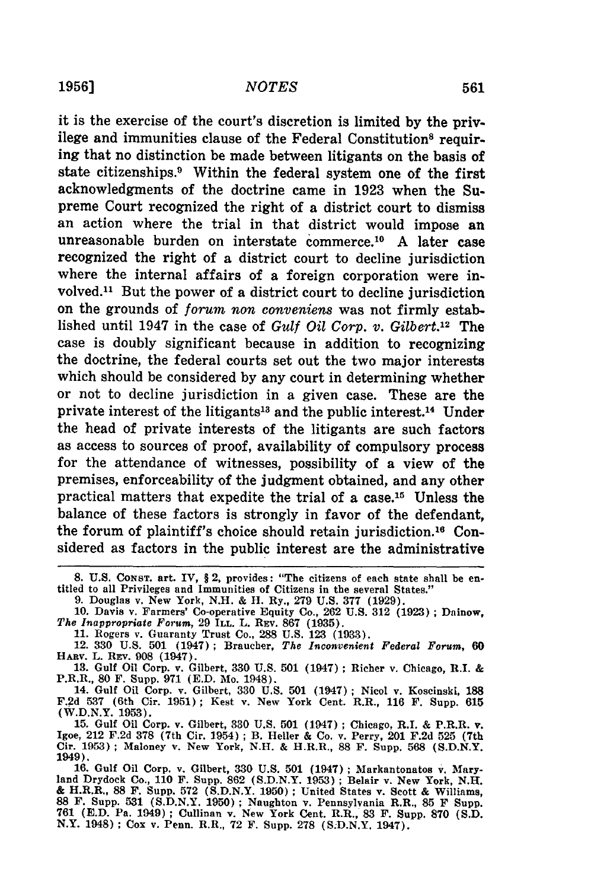it is the exercise of the court's discretion is limited by the privilege and immunities clause of the Federal Constitution[8] requiring that no distinction be made between litigants on the basis of state citizenships.[9] Within the federal system one of the first acknowledgments of the doctrine came in 1923 when the Supreme Court recognized the right of a district court to dismiss an action where the trial in that district would impose an unreasonable burden on interstate commerce.[10] A later case recognized the right of a district court to decline jurisdiction where the internal affairs of a foreign corporation were involved.[11] But the power of a district court to decline jurisdiction on the grounds of *forum non conveniens* was not firmly established until 1947 in the case of *Gulf Oil Corp. v. Gilbert*.[12] The case is doubly significant because in addition to recognizing the doctrine, the federal courts set out the two major interests which should be considered by any court in determining whether or not to decline jurisdiction in a given case. These are the private interest of the litigants[13] and the public interest.[14] Under the head of private interests of the litigants are such factors as access to sources of proof, availability of compulsory process for the attendance of witnesses, possibility of a view of the premises, enforceability of the judgment obtained, and any other practical matters that expedite the trial of a case.[15] Unless the balance of these factors is strongly in favor of the defendant, the forum of plaintiff's choice should retain jurisdiction.[16] Considered as factors in the public interest are the administrative

---

8. U.S. CONST. art. IV, § 2, provides: "The citizens of each state shall be entitled to all Privileges and Immunities of Citizens in the several States."

9. Douglas v. New York, N.H. & H. Ry., 279 U.S. 377 (1929).

10. Davis v. Farmers' Co-operative Equity Co., 262 U.S. 312 (1923); Dainow, *The Inappropriate Forum*, 29 ILL. L. REV. 867 (1935).

11. Rogers v. Guaranty Trust Co., 288 U.S. 123 (1933).

12. 330 U.S. 501 (1947); Braucher, *The Inconvenient Federal Forum*, 60 HARV. L. REV. 908 (1947).

13. Gulf Oil Corp. v. Gilbert, 330 U.S. 501 (1947); Richer v. Chicago, R.I. & P.R.R., 80 F. Supp. 971 (E.D. Mo. 1948).

14. Gulf Oil Corp. v. Gilbert, 330 U.S. 501 (1947); Nicol v. Koscinski, 188 F.2d 537 (6th Cir. 1951); Kest v. New York Cent. R.R., 116 F. Supp. 615 (W.D.N.Y. 1953).

15. Gulf Oil Corp. v. Gilbert, 330 U.S. 501 (1947); Chicago, R.I. & P.R.R. v. Igoe, 212 F.2d 378 (7th Cir. 1954); B. Heller & Co. v. Perry, 201 F.2d 525 (7th Cir. 1953); Maloney v. New York, N.H. & H.R.R., 88 F. Supp. 568 (S.D.N.Y. 1949).

16. Gulf Oil Corp. v. Gilbert, 330 U.S. 501 (1947); Markantonatos v. Maryland Drydock Co., 110 F. Supp. 862 (S.D.N.Y. 1953); Belair v. New York, N.H. & H.R.R., 88 F. Supp. 572 (S.D.N.Y. 1950); United States v. Scott & Williams, 88 F. Supp. 531 (S.D.N.Y. 1950); Naughton v. Pennsylvania R.R., 85 F Supp. 761 (E.D. Pa. 1949); Cullinan v. New York Cent. R.R., 83 F. Supp. 870 (S.D. N.Y. 1948); Cox v. Penn. R.R., 72 F. Supp. 278 (S.D.N.Y. 1947).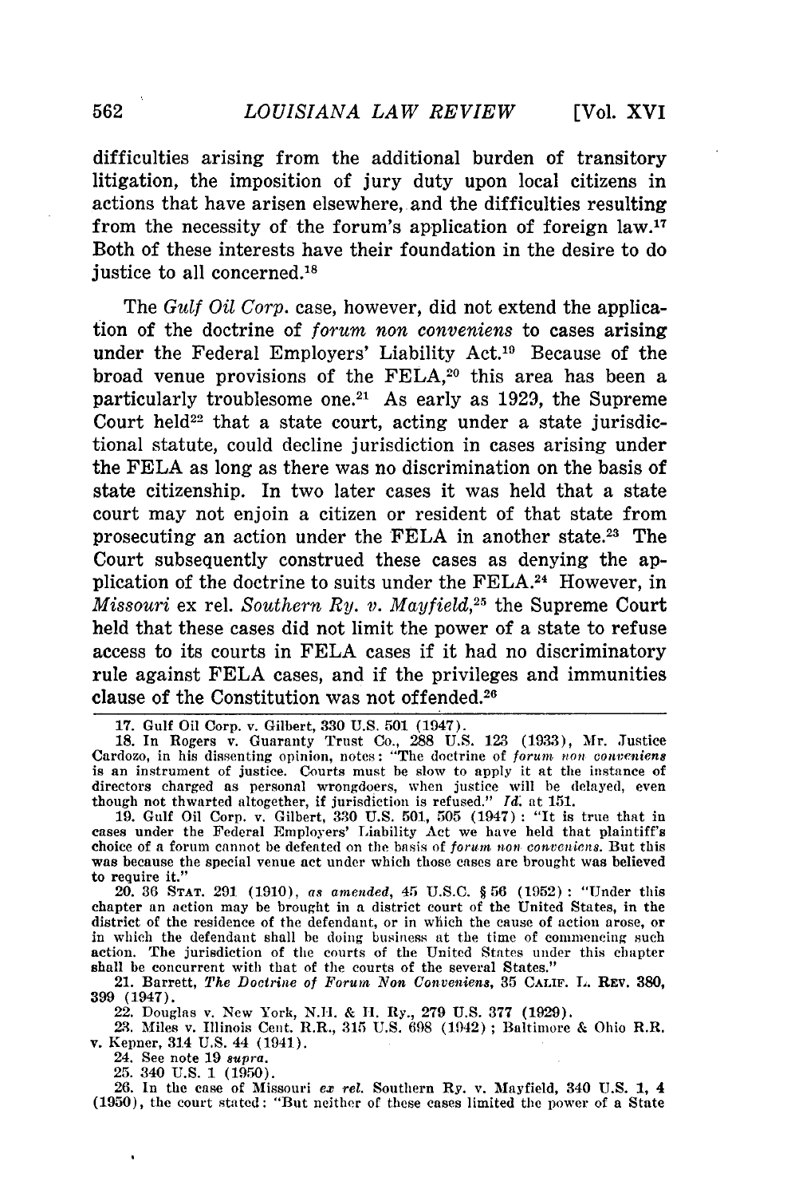difficulties arising from the additional burden of transitory litigation, the imposition of jury duty upon local citizens in actions that have arisen elsewhere, and the difficulties resulting from the necessity of the forum's application of foreign law.[17] Both of these interests have their foundation in the desire to do justice to all concerned.[18]

The *Gulf Oil Corp.* case, however, did not extend the application of the doctrine of *forum non conveniens* to cases arising under the Federal Employers' Liability Act.[19] Because of the broad venue provisions of the FELA,[20] this area has been a particularly troublesome one.[21] As early as 1929, the Supreme Court held[22] that a state court, acting under a state jurisdictional statute, could decline jurisdiction in cases arising under the FELA as long as there was no discrimination on the basis of state citizenship. In two later cases it was held that a state court may not enjoin a citizen or resident of that state from prosecuting an action under the FELA in another state.[23] The Court subsequently construed these cases as denying the application of the doctrine to suits under the FELA.[24] However, in *Missouri* ex rel. *Southern Ry. v. Mayfield*,[25] the Supreme Court held that these cases did not limit the power of a state to refuse access to its courts in FELA cases if it had no discriminatory rule against FELA cases, and if the privileges and immunities clause of the Constitution was not offended.[26]

---

17. Gulf Oil Corp. v. Gilbert, 330 U.S. 501 (1947).

18. In Rogers v. Guaranty Trust Co., 288 U.S. 123 (1933), Mr. Justice Cardozo, in his dissenting opinion, notes: "The doctrine of *forum non conveniens* is an instrument of justice. Courts must be slow to apply it at the instance of directors charged as personal wrongdoers, when justice will be delayed, even though not thwarted altogether, if jurisdiction is refused." *Id.* at 151.

19. Gulf Oil Corp. v. Gilbert, 330 U.S. 501, 505 (1947): "It is true that in cases under the Federal Employers' Liability Act we have held that plaintiff's choice of a forum cannot be defeated on the basis of *forum non conveniens*. But this was because the special venue act under which those cases are brought was believed to require it."

20. 36 STAT. 291 (1910), *as amended*, 45 U.S.C. § 56 (1952): "Under this chapter an action may be brought in a district court of the United States, in the district of the residence of the defendant, or in which the cause of action arose, or in which the defendant shall be doing business at the time of commencing such action. The jurisdiction of the courts of the United States under this chapter shall be concurrent with that of the courts of the several States."

21. Barrett, *The Doctrine of Forum Non Conveniens*, 35 CALIF. L. REV. 380, 399 (1947).

22. Douglas v. New York, N.H. & H. Ry., 279 U.S. 377 (1929).

23. Miles v. Illinois Cent. R.R., 315 U.S. 698 (1942); Baltimore & Ohio R.R. v. Kepner, 314 U.S. 44 (1941).

24. See note 19 *supra*.

25. 340 U.S. 1 (1950).

26. In the case of Missouri *ex rel.* Southern Ry. v. Mayfield, 340 U.S. 1, 4 (1950), the court stated: "But neither of these cases limited the power of a State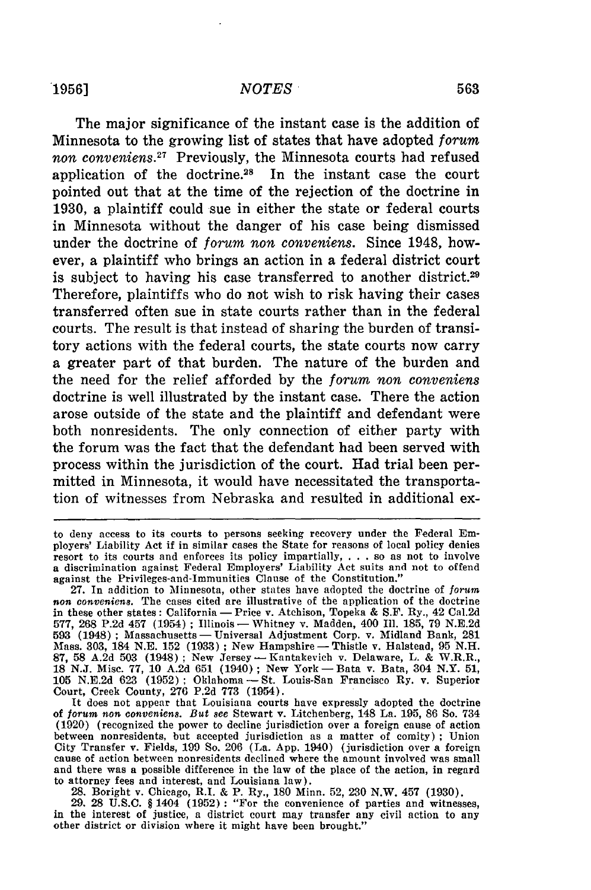The major significance of the instant case is the addition of Minnesota to the growing list of states that have adopted *forum non conveniens*.[27] Previously, the Minnesota courts had refused application of the doctrine.[28] In the instant case the court pointed out that at the time of the rejection of the doctrine in 1930, a plaintiff could sue in either the state or federal courts in Minnesota without the danger of his case being dismissed under the doctrine of *forum non conveniens*. Since 1948, however, a plaintiff who brings an action in a federal district court is subject to having his case transferred to another district.[29] Therefore, plaintiffs who do not wish to risk having their cases transferred often sue in state courts rather than in the federal courts. The result is that instead of sharing the burden of transitory actions with the federal courts, the state courts now carry a greater part of that burden. The nature of the burden and the need for the relief afforded by the *forum non conveniens* doctrine is well illustrated by the instant case. There the action arose outside of the state and the plaintiff and defendant were both nonresidents. The only connection of either party with the forum was the fact that the defendant had been served with process within the jurisdiction of the court. Had trial been permitted in Minnesota, it would have necessitated the transportation of witnesses from Nebraska and resulted in additional ex-

---

to deny access to its courts to persons seeking recovery under the Federal Employers' Liability Act if in similar cases the State for reasons of local policy denies resort to its courts and enforces its policy impartially, . . . so as not to involve a discrimination against Federal Employers' Liability Act suits and not to offend against the Privileges-and-Immunities Clause of the Constitution."

27. In addition to Minnesota, other states have adopted the doctrine of *forum non conveniens*. The cases cited are illustrative of the application of the doctrine in these other states: California — Price v. Atchison, Topeka & S.F. Ry., 42 Cal.2d 577, 268 P.2d 457 (1954); Illinois — Whitney v. Madden, 400 Ill. 185, 79 N.E.2d 593 (1948); Massachusetts — Universal Adjustment Corp. v. Midland Bank, 281 Mass. 303, 184 N.E. 152 (1933); New Hampshire — Thistle v. Halstead, 95 N.H. 87, 58 A.2d 503 (1948); New Jersey — Kantakevich v. Delaware, L. & W.R.R., 18 N.J. Misc. 77, 10 A.2d 651 (1940); New York — Bata v. Bata, 304 N.Y. 51, 105 N.E.2d 623 (1952); Oklahoma — St. Louis-San Francisco Ry. v. Superior Court, Creek County, 276 P.2d 773 (1954).

It does not appear that Louisiana courts have expressly adopted the doctrine of *forum non conveniens*. *But see* Stewart v. Litchenberg, 148 La. 195, 86 So. 734 (1920) (recognized the power to decline jurisdiction over a foreign cause of action between nonresidents, but accepted jurisdiction as a matter of comity); Union City Transfer v. Fields, 199 So. 206 (La. App. 1940) (jurisdiction over a foreign cause of action between nonresidents declined where the amount involved was small and there was a possible difference in the law of the place of the action, in regard to attorney fees and interest, and Louisiana law).

28. Boright v. Chicago, R.I. & P. Ry., 180 Minn. 52, 230 N.W. 457 (1930).

29. 28 U.S.C. § 1404 (1952): "For the convenience of parties and witnesses, in the interest of justice, a district court may transfer any civil action to any other district or division where it might have been brought."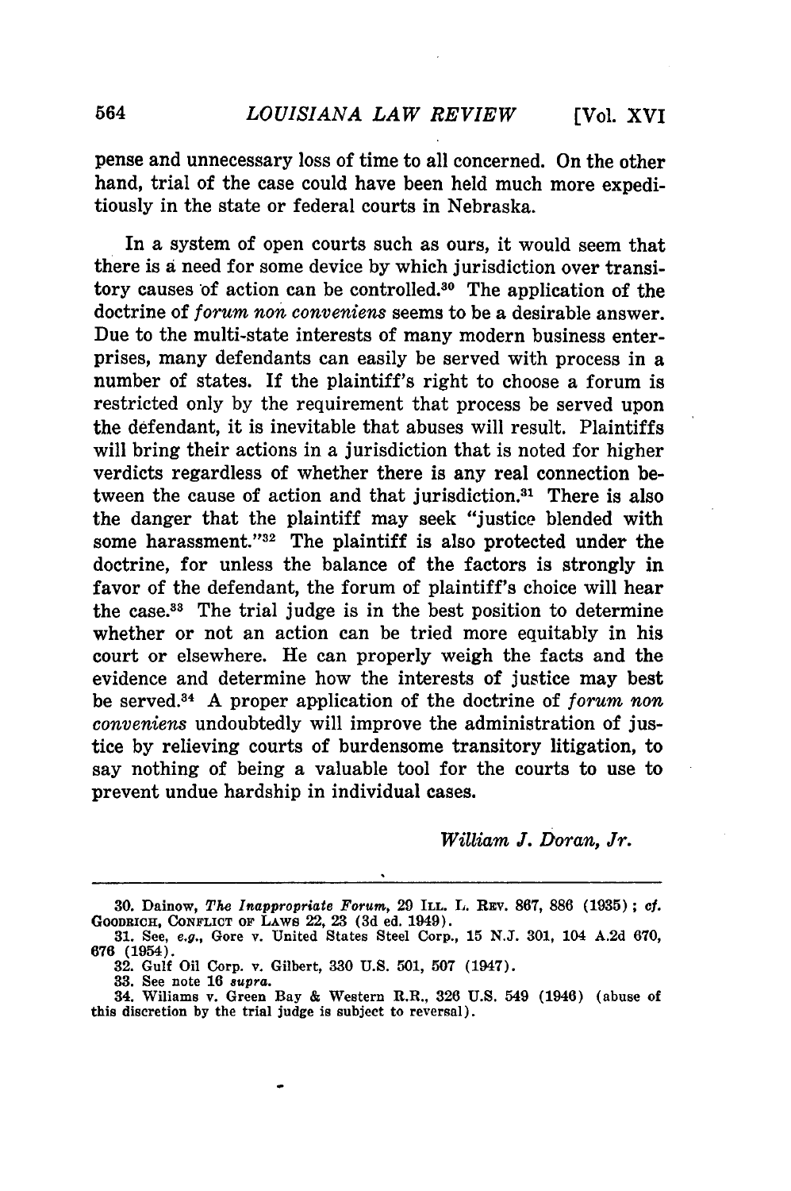pense and unnecessary loss of time to all concerned. On the other hand, trial of the case could have been held much more expeditiously in the state or federal courts in Nebraska.

In a system of open courts such as ours, it would seem that there is a need for some device by which jurisdiction over transitory causes of action can be controlled.[30] The application of the doctrine of *forum non conveniens* seems to be a desirable answer. Due to the multi-state interests of many modern business enterprises, many defendants can easily be served with process in a number of states. If the plaintiff's right to choose a forum is restricted only by the requirement that process be served upon the defendant, it is inevitable that abuses will result. Plaintiffs will bring their actions in a jurisdiction that is noted for higher verdicts regardless of whether there is any real connection between the cause of action and that jurisdiction.[31] There is also the danger that the plaintiff may seek "justice blended with some harassment."[32] The plaintiff is also protected under the doctrine, for unless the balance of the factors is strongly in favor of the defendant, the forum of plaintiff's choice will hear the case.[33] The trial judge is in the best position to determine whether or not an action can be tried more equitably in his court or elsewhere. He can properly weigh the facts and the evidence and determine how the interests of justice may best be served.[34] A proper application of the doctrine of *forum non conveniens* undoubtedly will improve the administration of justice by relieving courts of burdensome transitory litigation, to say nothing of being a valuable tool for the courts to use to prevent undue hardship in individual cases.

*William J. Doran, Jr.*

---

30. Dainow, *The Inappropriate Forum*, 29 ILL. L. REV. 867, 886 (1935); *cf.* GOODRICH, CONFLICT OF LAWS 22, 23 (3d ed. 1949).

31. See, *e.g.*, Gore v. United States Steel Corp., 15 N.J. 301, 104 A.2d 670, 676 (1954).

32. Gulf Oil Corp. v. Gilbert, 330 U.S. 501, 507 (1947).

33. See note 16 *supra*.

34. Wiliams v. Green Bay & Western R.R., 326 U.S. 549 (1946) (abuse of this discretion by the trial judge is subject to reversal).